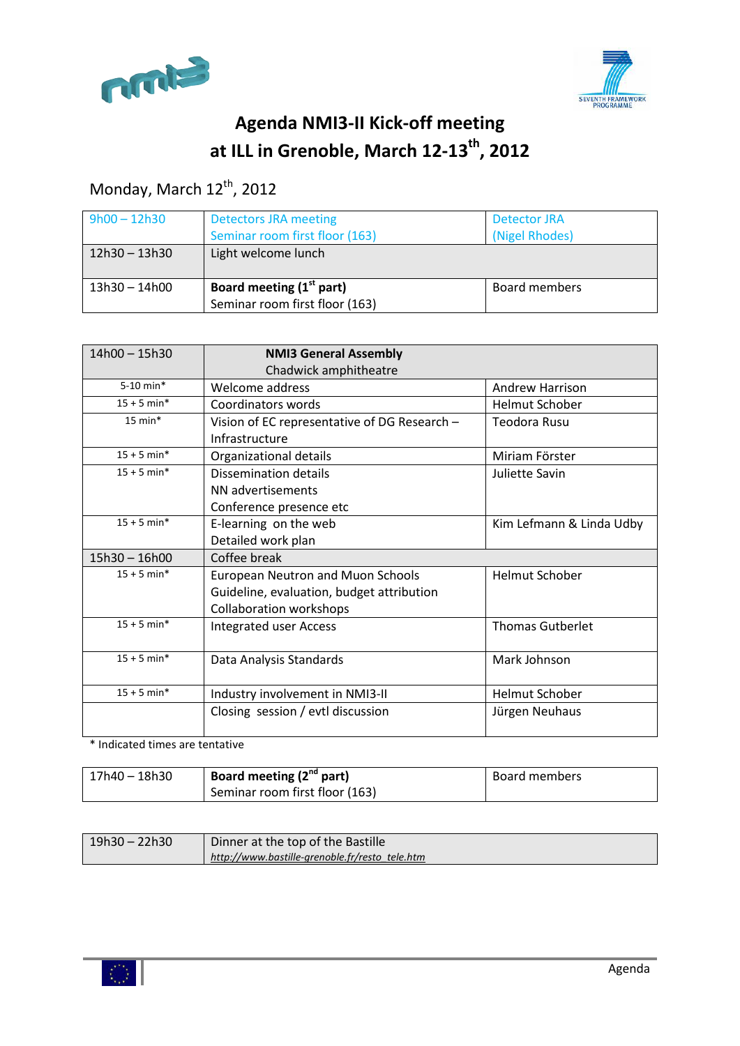# Agenda NMI3-II Kick-off meeting at ILL in Grenoble, March 12-13th, 2012

## Monday, March 12th, 2012

| | | |
|---|---|---|
| 9h00 – 12h30 | Detectors JRA meeting<br>Seminar room first floor (163) | Detector JRA<br>(Nigel Rhodes) |
| 12h30 – 13h30 | Light welcome lunch | |
| 13h30 – 14h00 | **Board meeting (1st part)**<br>Seminar room first floor (163) | Board members |

| 14h00 – 15h30 | **NMI3 General Assembly**<br>Chadwick amphitheatre | |
|---|---|---|
| 5-10 min* | Welcome address | Andrew Harrison |
| 15 + 5 min* | Coordinators words | Helmut Schober |
| 15 min* | Vision of EC representative of DG Research – Infrastructure | Teodora Rusu |
| 15 + 5 min* | Organizational details | Miriam Förster |
| 15 + 5 min* | Dissemination details<br>NN advertisements<br>Conference presence etc | Juliette Savin |
| 15 + 5 min* | E-learning on the web<br>Detailed work plan | Kim Lefmann & Linda Udby |
| 15h30 – 16h00 | Coffee break | |
| 15 + 5 min* | European Neutron and Muon Schools<br>Guideline, evaluation, budget attribution<br>Collaboration workshops | Helmut Schober |
| 15 + 5 min* | Integrated user Access | Thomas Gutberlet |
| 15 + 5 min* | Data Analysis Standards | Mark Johnson |
| 15 + 5 min* | Industry involvement in NMI3-II | Helmut Schober |
| | Closing session / evtl discussion | Jürgen Neuhaus |

* Indicated times are tentative

| | | |
|---|---|---|
| 17h40 – 18h30 | **Board meeting (2nd part)**<br>Seminar room first floor (163) | Board members |

| | |
|---|---|
| 19h30 – 22h30 | Dinner at the top of the Bastille<br>*http://www.bastille-grenoble.fr/resto_tele.htm* |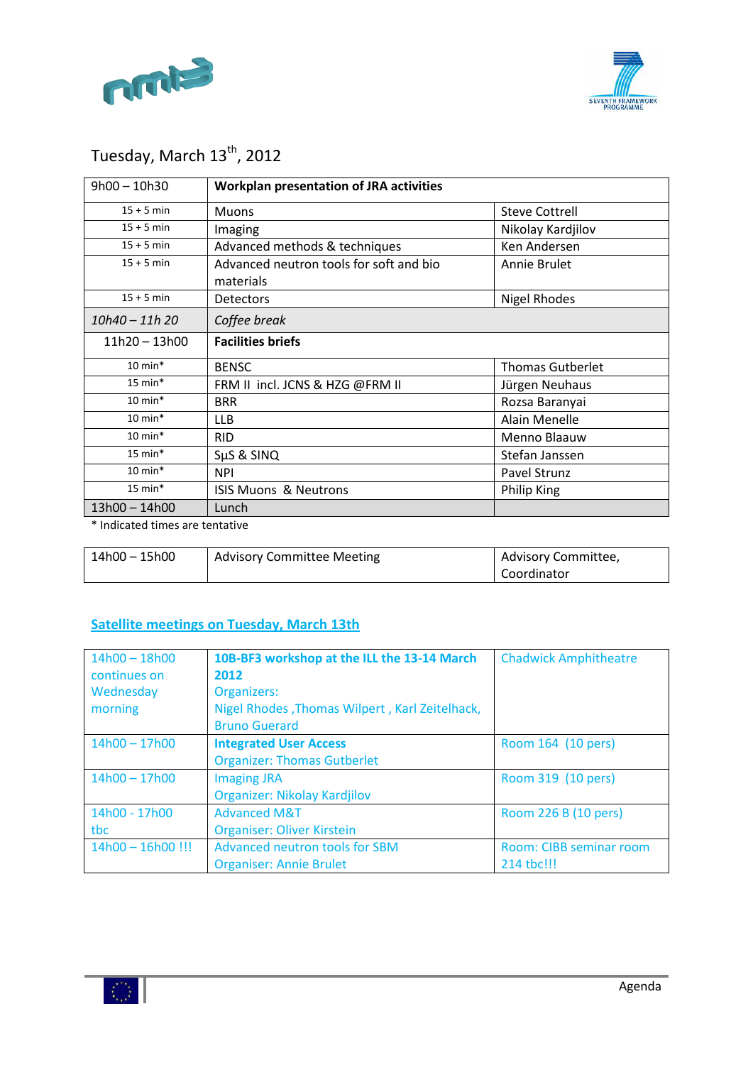Tuesday, March 13th, 2012

| 9h00 – 10h30 | **Workplan presentation of JRA activities** | |
|---|---|---|
| 15 + 5 min | Muons | Steve Cottrell |
| 15 + 5 min | Imaging | Nikolay Kardjilov |
| 15 + 5 min | Advanced methods & techniques | Ken Andersen |
| 15 + 5 min | Advanced neutron tools for soft and bio materials | Annie Brulet |
| 15 + 5 min | Detectors | Nigel Rhodes |
| *10h40 – 11h 20* | *Coffee break* | |
| 11h20 – 13h00 | **Facilities briefs** | |
| 10 min* | BENSC | Thomas Gutberlet |
| 15 min* | FRM II incl. JCNS & HZG @FRM II | Jürgen Neuhaus |
| 10 min* | BRR | Rozsa Baranyai |
| 10 min* | LLB | Alain Menelle |
| 10 min* | RID | Menno Blaauw |
| 15 min* | SµS & SINQ | Stefan Janssen |
| 10 min* | NPI | Pavel Strunz |
| 15 min* | ISIS Muons & Neutrons | Philip King |
| 13h00 – 14h00 | Lunch | |

* Indicated times are tentative

| 14h00 – 15h00 | Advisory Committee Meeting | Advisory Committee, Coordinator |
|---|---|---|

## Satellite meetings on Tuesday, March 13th

| 14h00 – 18h00 continues on Wednesday morning | **10B-BF3 workshop at the ILL the 13-14 March 2012** Organizers: Nigel Rhodes ,Thomas Wilpert , Karl Zeitelhack, Bruno Guerard | Chadwick Amphitheatre |
|---|---|---|
| 14h00 – 17h00 | **Integrated User Access** Organizer: Thomas Gutberlet | Room 164 (10 pers) |
| 14h00 – 17h00 | Imaging JRA Organizer: Nikolay Kardjilov | Room 319 (10 pers) |
| 14h00 - 17h00 tbc | Advanced M&T Organiser: Oliver Kirstein | Room 226 B (10 pers) |
| 14h00 – 16h00 !!! | Advanced neutron tools for SBM Organiser: Annie Brulet | Room: CIBB seminar room 214 tbc!!! |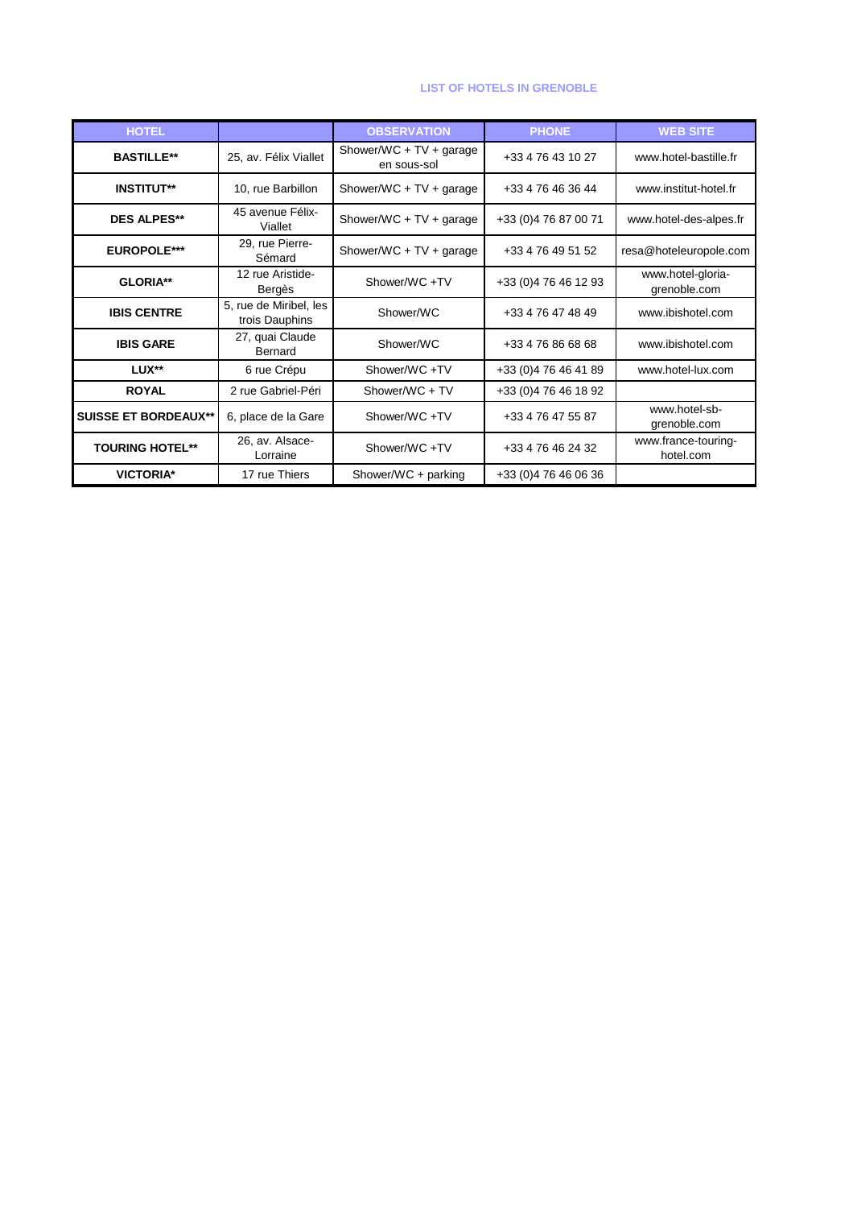## LIST OF HOTELS IN GRENOBLE

| HOTEL | | OBSERVATION | PHONE | WEB SITE |
|---|---|---|---|---|
| **BASTILLE**** | 25, av. Félix Viallet | Shower/WC + TV + garage en sous-sol | +33 4 76 43 10 27 | www.hotel-bastille.fr |
| **INSTITUT**** | 10, rue Barbillon | Shower/WC + TV + garage | +33 4 76 46 36 44 | www.institut-hotel.fr |
| **DES ALPES**** | 45 avenue Félix-Viallet | Shower/WC + TV + garage | +33 (0)4 76 87 00 71 | www.hotel-des-alpes.fr |
| **EUROPOLE***** | 29, rue Pierre-Sémard | Shower/WC + TV + garage | +33 4 76 49 51 52 | resa@hoteleuropole.com |
| **GLORIA**** | 12 rue Aristide-Bergès | Shower/WC +TV | +33 (0)4 76 46 12 93 | www.hotel-gloria-grenoble.com |
| **IBIS CENTRE** | 5, rue de Miribel, les trois Dauphins | Shower/WC | +33 4 76 47 48 49 | www.ibishotel.com |
| **IBIS GARE** | 27, quai Claude Bernard | Shower/WC | +33 4 76 86 68 68 | www.ibishotel.com |
| **LUX**** | 6 rue Crépu | Shower/WC +TV | +33 (0)4 76 46 41 89 | www.hotel-lux.com |
| **ROYAL** | 2 rue Gabriel-Péri | Shower/WC + TV | +33 (0)4 76 46 18 92 | |
| **SUISSE ET BORDEAUX**** | 6, place de la Gare | Shower/WC +TV | +33 4 76 47 55 87 | www.hotel-sb-grenoble.com |
| **TOURING HOTEL**** | 26, av. Alsace-Lorraine | Shower/WC +TV | +33 4 76 46 24 32 | www.france-touring-hotel.com |
| **VICTORIA*** | 17 rue Thiers | Shower/WC + parking | +33 (0)4 76 46 06 36 | |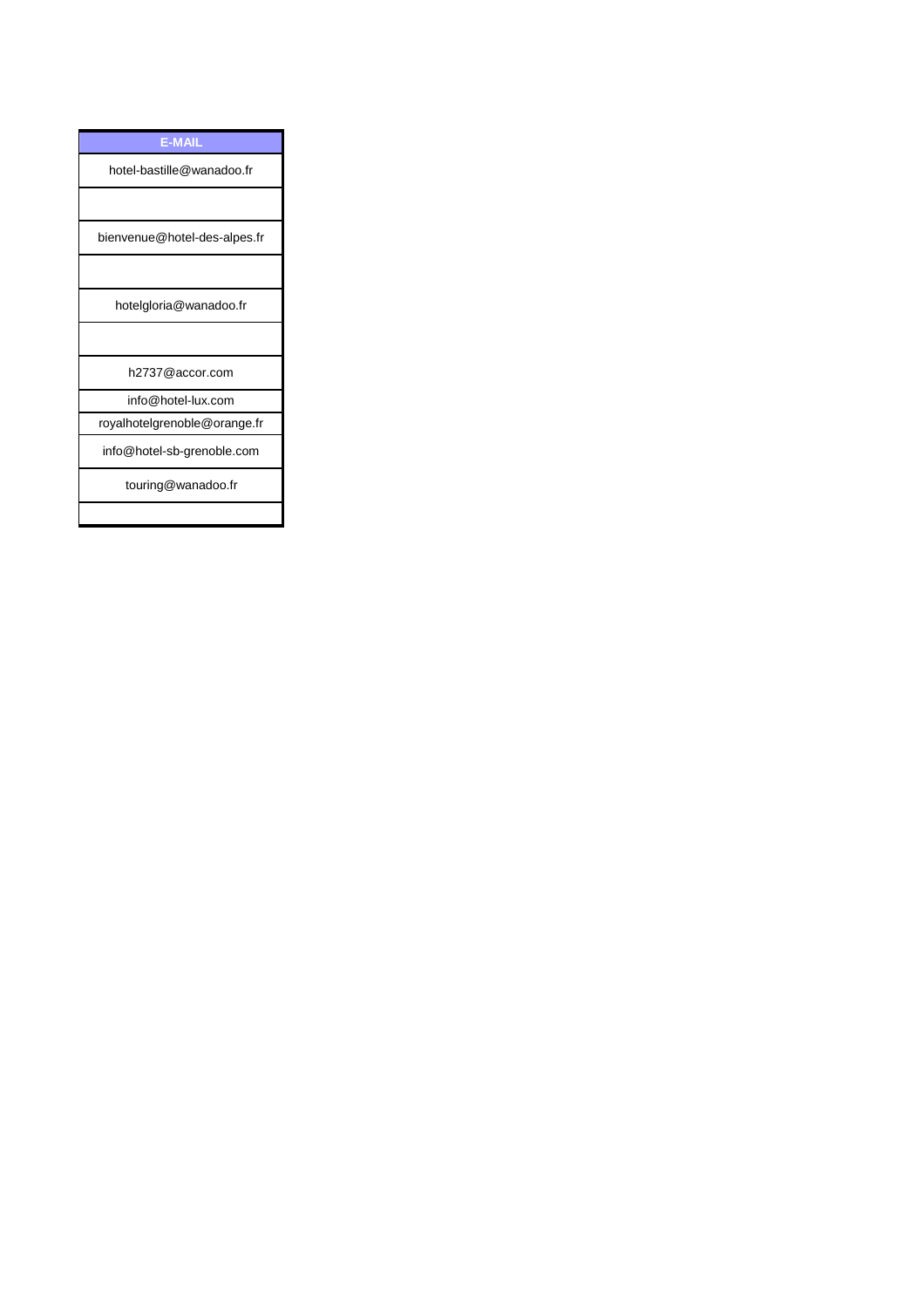| E-MAIL |
| --- |
| hotel-bastille@wanadoo.fr |
| |
| bienvenue@hotel-des-alpes.fr |
| |
| hotelgloria@wanadoo.fr |
| |
| h2737@accor.com |
| info@hotel-lux.com |
| royalhotelgrenoble@orange.fr |
| info@hotel-sb-grenoble.com |
| touring@wanadoo.fr |
| |